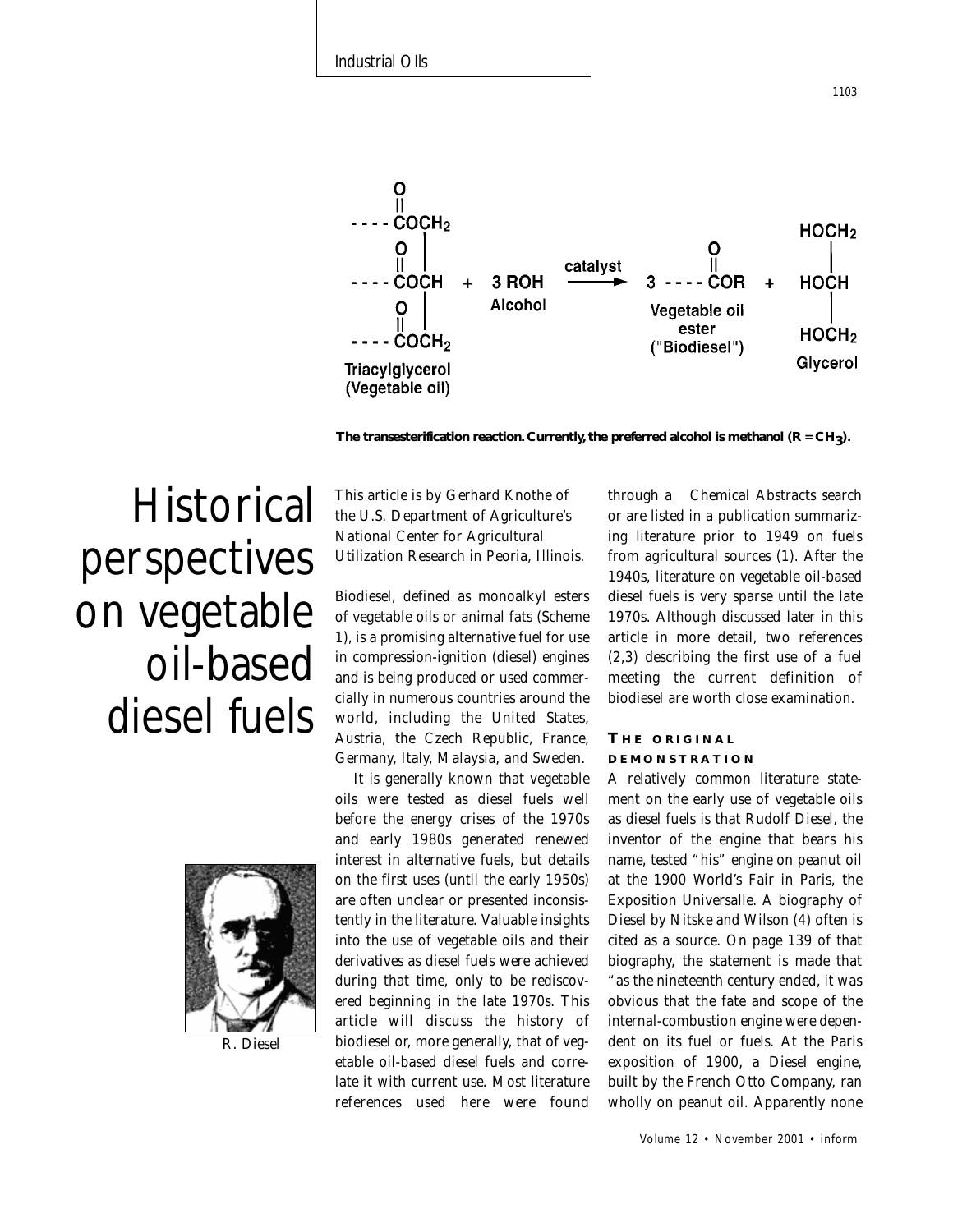The transesterification reaction. Currently, the preferred alcohol is methanol ($R = CH_3$).

# Historical perspectives on vegetable oil-based diesel fuels

R. Diesel

This article is by Gerhard Knothe of the U.S. Department of Agriculture's National Center for Agricultural Utilization Research in Peoria, Illinois.

Biodiesel, defined as monoalkyl esters of vegetable oils or animal fats (Scheme 1), is a promising alternative fuel for use in compression-ignition (diesel) engines and is being produced or used commercially in numerous countries around the world, including the United States, Austria, the Czech Republic, France, Germany, Italy, Malaysia, and Sweden.

It is generally known that vegetable oils were tested as diesel fuels well before the energy crises of the 1970s and early 1980s generated renewed interest in alternative fuels, but details on the first uses (until the early 1950s) are often unclear or presented inconsistently in the literature. Valuable insights into the use of vegetable oils and their derivatives as diesel fuels were achieved during that time, only to be rediscovered beginning in the late 1970s. This article will discuss the history of biodiesel or, more generally, that of vegetable oil-based diesel fuels and correlate it with current use. Most literature references used here were found through a *Chemical Abstracts* search or are listed in a publication summarizing literature prior to 1949 on fuels from agricultural sources (1). After the 1940s, literature on vegetable oil-based diesel fuels is very sparse until the late 1970s. Although discussed later in this article in more detail, two references (2,3) describing the first use of a fuel meeting the current definition of biodiesel are worth close examination.

## The original demonstration

A relatively common literature statement on the early use of vegetable oils as diesel fuels is that Rudolf Diesel, the inventor of the engine that bears his name, tested "his" engine on peanut oil at the 1900 World's Fair in Paris, the Exposition Universalle. A biography of Diesel by Nitske and Wilson (4) often is cited as a source. On page 139 of that biography, the statement is made that "as the nineteenth century ended, it was obvious that the fate and scope of the internal-combustion engine were dependent on its fuel or fuels. At the Paris exposition of 1900, a Diesel engine, built by the French Otto Company, ran wholly on peanut oil. Apparently none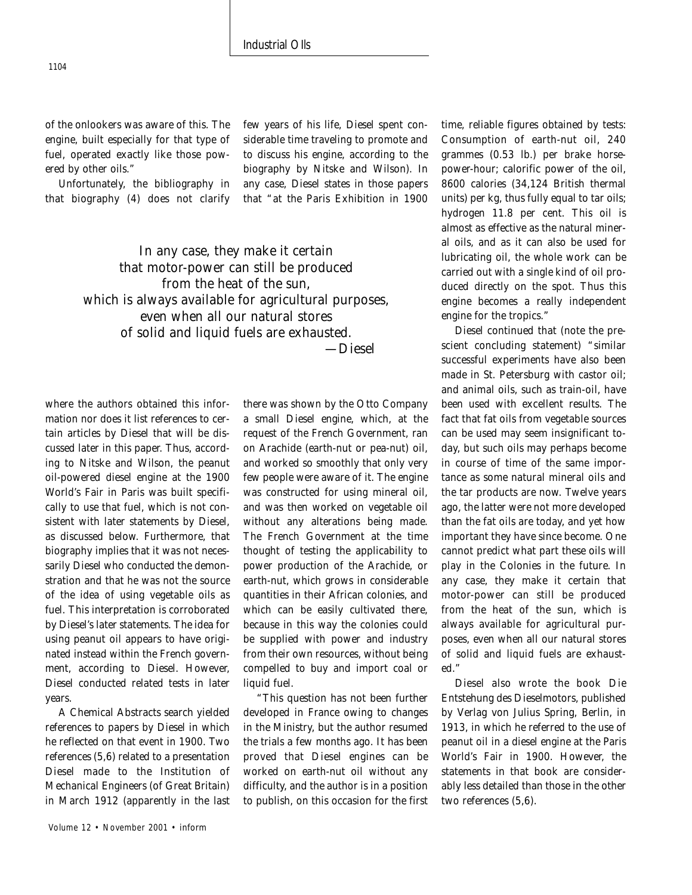of the onlookers was aware of this. The engine, built especially for that type of fuel, operated exactly like those powered by other oils."

Unfortunately, the bibliography in that biography (4) does not clarify where the authors obtained this information nor does it list references to certain articles by Diesel that will be discussed later in this paper. Thus, according to Nitske and Wilson, the peanut oil-powered diesel engine at the 1900 World's Fair in Paris was built specifically to use that fuel, which is not consistent with later statements by Diesel, as discussed below. Furthermore, that biography implies that it was not necessarily Diesel who conducted the demonstration and that he was not the source of the idea of using vegetable oils as fuel. This interpretation is corroborated by Diesel's later statements. The idea for using peanut oil appears to have originated instead within the French government, according to Diesel. However, Diesel conducted related tests in later years.

A Chemical Abstracts search yielded references to papers by Diesel in which he reflected on that event in 1900. Two references (5,6) related to a presentation Diesel made to the Institution of Mechanical Engineers (of Great Britain) in March 1912 (apparently in the last few years of his life, Diesel spent considerable time traveling to promote and to discuss his engine, according to the biography by Nitske and Wilson). In any case, Diesel states in those papers that "at the Paris Exhibition in 1900 there was shown by the Otto Company a small Diesel engine, which, at the request of the French Government, ran on Arachide (earth-nut or pea-nut) oil, and worked so smoothly that only very few people were aware of it. The engine was constructed for using mineral oil, and was then worked on vegetable oil without any alterations being made. The French Government at the time thought of testing the applicability to power production of the Arachide, or earth-nut, which grows in considerable quantities in their African colonies, and which can be easily cultivated there, because in this way the colonies could be supplied with power and industry from their own resources, without being compelled to buy and import coal or liquid fuel.

"This question has not been further developed in France owing to changes in the Ministry, but the author resumed the trials a few months ago. It has been proved that Diesel engines can be worked on earth-nut oil without any difficulty, and the author is in a position to publish, on this occasion for the first time, reliable figures obtained by tests: Consumption of earth-nut oil, 240 grammes (0.53 lb.) per brake horsepower-hour; calorific power of the oil, 8600 calories (34,124 British thermal units) per kg, thus fully equal to tar oils; hydrogen 11.8 per cent. This oil is almost as effective as the natural mineral oils, and as it can also be used for lubricating oil, the whole work can be carried out with a single kind of oil produced directly on the spot. Thus this engine becomes a really independent engine for the tropics."

Diesel continued that (note the prescient concluding statement) "similar successful experiments have also been made in St. Petersburg with castor oil; and animal oils, such as train-oil, have been used with excellent results. The fact that fat oils from vegetable sources can be used may seem insignificant today, but such oils may perhaps become in course of time of the same importance as some natural mineral oils and the tar products are now. Twelve years ago, the latter were not more developed than the fat oils are today, and yet how important they have since become. One cannot predict what part these oils will play in the Colonies in the future. In any case, they make it certain that motor-power can still be produced from the heat of the sun, which is always available for agricultural purposes, even when all our natural stores of solid and liquid fuels are exhausted."

Diesel also wrote the book *Die Entstehung des Dieselmotors*, published by Verlag von Julius Spring, Berlin, in 1913, in which he referred to the use of peanut oil in a diesel engine at the Paris World's Fair in 1900. However, the statements in that book are considerably less detailed than those in the other two references (5,6).

> In any case, they make it certain that motor-power can still be produced from the heat of the sun, which is always available for agricultural purposes, even when all our natural stores of solid and liquid fuels are exhausted.
> —Diesel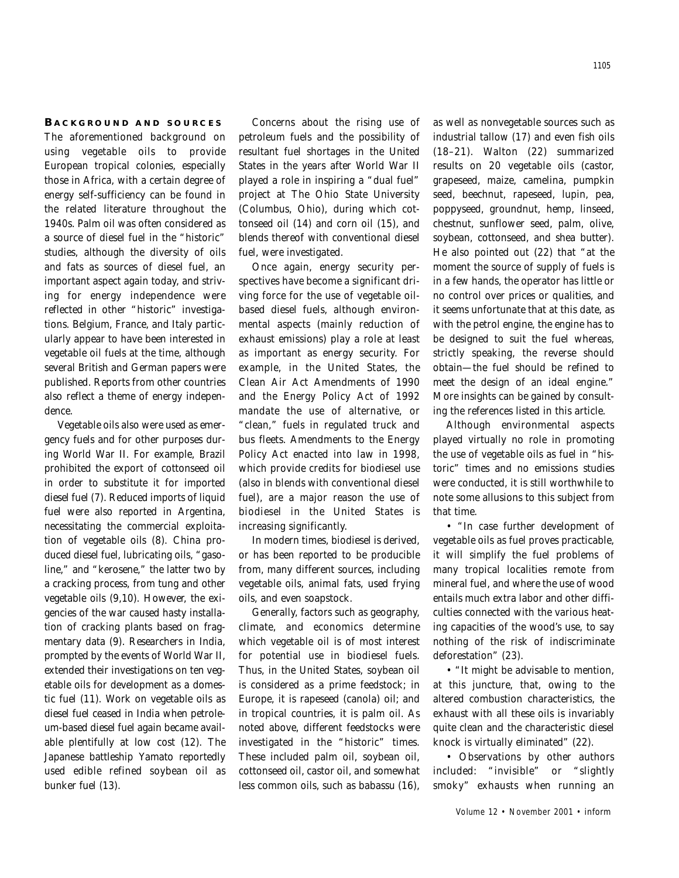## BACKGROUND AND SOURCES

The aforementioned background on using vegetable oils to provide European tropical colonies, especially those in Africa, with a certain degree of energy self-sufficiency can be found in the related literature throughout the 1940s. Palm oil was often considered as a source of diesel fuel in the "historic" studies, although the diversity of oils and fats as sources of diesel fuel, an important aspect again today, and striving for energy independence were reflected in other "historic" investigations. Belgium, France, and Italy particularly appear to have been interested in vegetable oil fuels at the time, although several British and German papers were published. Reports from other countries also reflect a theme of energy independence.

Vegetable oils also were used as emergency fuels and for other purposes during World War II. For example, Brazil prohibited the export of cottonseed oil in order to substitute it for imported diesel fuel (7). Reduced imports of liquid fuel were also reported in Argentina, necessitating the commercial exploitation of vegetable oils (8). China produced diesel fuel, lubricating oils, "gasoline," and "kerosene," the latter two by a cracking process, from tung and other vegetable oils (9,10). However, the exigencies of the war caused hasty installation of cracking plants based on fragmentary data (9). Researchers in India, prompted by the events of World War II, extended their investigations on ten vegetable oils for development as a domestic fuel (11). Work on vegetable oils as diesel fuel ceased in India when petroleum-based diesel fuel again became available plentifully at low cost (12). The Japanese battleship Yamato reportedly used edible refined soybean oil as bunker fuel (13).

Concerns about the rising use of petroleum fuels and the possibility of resultant fuel shortages in the United States in the years after World War II played a role in inspiring a "dual fuel" project at The Ohio State University (Columbus, Ohio), during which cottonseed oil (14) and corn oil (15), and blends thereof with conventional diesel fuel, were investigated.

Once again, energy security perspectives have become a significant driving force for the use of vegetable oil-based diesel fuels, although environmental aspects (mainly reduction of exhaust emissions) play a role at least as important as energy security. For example, in the United States, the Clean Air Act Amendments of 1990 and the Energy Policy Act of 1992 mandate the use of alternative, or "clean," fuels in regulated truck and bus fleets. Amendments to the Energy Policy Act enacted into law in 1998, which provide credits for biodiesel use (also in blends with conventional diesel fuel), are a major reason the use of biodiesel in the United States is increasing significantly.

In modern times, biodiesel is derived, or has been reported to be producible from, many different sources, including vegetable oils, animal fats, used frying oils, and even soapstock.

Generally, factors such as geography, climate, and economics determine which vegetable oil is of most interest for potential use in biodiesel fuels. Thus, in the United States, soybean oil is considered as a prime feedstock; in Europe, it is rapeseed (canola) oil; and in tropical countries, it is palm oil. As noted above, different feedstocks were investigated in the "historic" times. These included palm oil, soybean oil, cottonseed oil, castor oil, and somewhat less common oils, such as babassu (16), as well as nonvegetable sources such as industrial tallow (17) and even fish oils (18–21). Walton (22) summarized results on 20 vegetable oils (castor, grapeseed, maize, camelina, pumpkin seed, beechnut, rapeseed, lupin, pea, poppyseed, groundnut, hemp, linseed, chestnut, sunflower seed, palm, olive, soybean, cottonseed, and shea butter). He also pointed out (22) that "at the moment the source of supply of fuels is in a few hands, the operator has little or no control over prices or qualities, and it seems unfortunate that at this date, as with the petrol engine, the engine has to be designed to suit the fuel whereas, strictly speaking, the reverse should obtain—the fuel should be refined to meet the design of an ideal engine." More insights can be gained by consulting the references listed in this article.

Although environmental aspects played virtually no role in promoting the use of vegetable oils as fuel in "historic" times and no emissions studies were conducted, it is still worthwhile to note some allusions to this subject from that time.

- "In case further development of vegetable oils as fuel proves practicable, it will simplify the fuel problems of many tropical localities remote from mineral fuel, and where the use of wood entails much extra labor and other difficulties connected with the various heating capacities of the wood's use, to say nothing of the risk of indiscriminate deforestation" (23).
- "It might be advisable to mention, at this juncture, that, owing to the altered combustion characteristics, the exhaust with all these oils is invariably quite clean and the characteristic diesel knock is virtually eliminated" (22).
- Observations by other authors included: "invisible" or "slightly smoky" exhausts when running an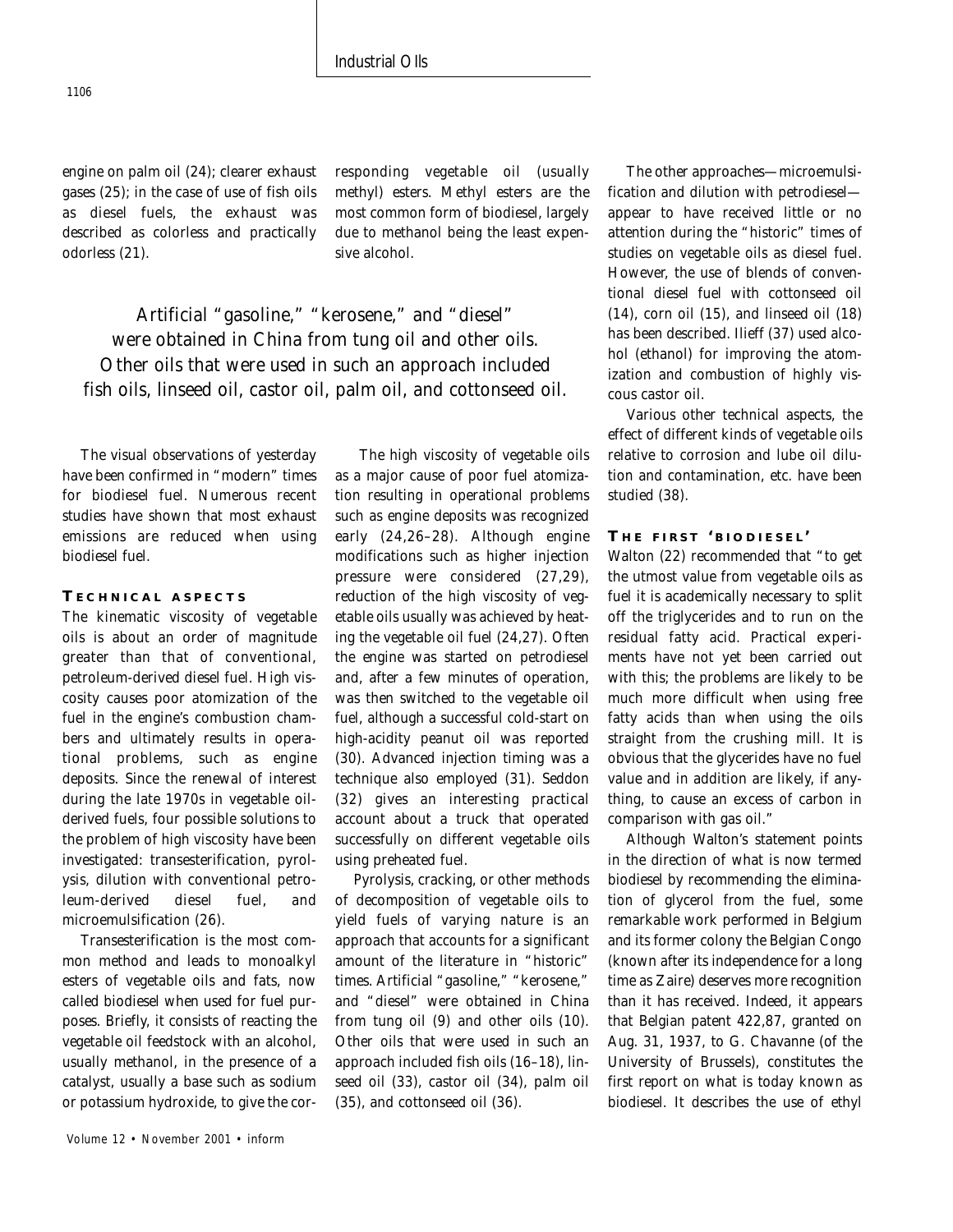engine on palm oil (24); clearer exhaust gases (25); in the case of use of fish oils as diesel fuels, the exhaust was described as colorless and practically odorless (21).

The visual observations of yesterday have been confirmed in "modern" times for biodiesel fuel. Numerous recent studies have shown that most exhaust emissions are reduced when using biodiesel fuel.

## TECHNICAL ASPECTS

The kinematic viscosity of vegetable oils is about an order of magnitude greater than that of conventional, petroleum-derived diesel fuel. High viscosity causes poor atomization of the fuel in the engine's combustion chambers and ultimately results in operational problems, such as engine deposits. Since the renewal of interest during the late 1970s in vegetable oil-derived fuels, four possible solutions to the problem of high viscosity have been investigated: transesterification, pyrolysis, dilution with conventional petroleum-derived diesel fuel, and microemulsification (26).

Transesterification is the most common method and leads to monoalkyl esters of vegetable oils and fats, now called biodiesel when used for fuel purposes. Briefly, it consists of reacting the vegetable oil feedstock with an alcohol, usually methanol, in the presence of a catalyst, usually a base such as sodium or potassium hydroxide, to give the corresponding vegetable oil (usually methyl) esters. Methyl esters are the most common form of biodiesel, largely due to methanol being the least expensive alcohol.

> Artificial "gasoline," "kerosene," and "diesel" were obtained in China from tung oil and other oils. Other oils that were used in such an approach included fish oils, linseed oil, castor oil, palm oil, and cottonseed oil.

The high viscosity of vegetable oils as a major cause of poor fuel atomization resulting in operational problems such as engine deposits was recognized early (24,26–28). Although engine modifications such as higher injection pressure were considered (27,29), reduction of the high viscosity of vegetable oils usually was achieved by heating the vegetable oil fuel (24,27). Often the engine was started on petrodiesel and, after a few minutes of operation, was then switched to the vegetable oil fuel, although a successful cold-start on high-acidity peanut oil was reported (30). Advanced injection timing was a technique also employed (31). Seddon (32) gives an interesting practical account about a truck that operated successfully on different vegetable oils using preheated fuel.

Pyrolysis, cracking, or other methods of decomposition of vegetable oils to yield fuels of varying nature is an approach that accounts for a significant amount of the literature in "historic" times. Artificial "gasoline," "kerosene," and "diesel" were obtained in China from tung oil (9) and other oils (10). Other oils that were used in such an approach included fish oils (16–18), linseed oil (33), castor oil (34), palm oil (35), and cottonseed oil (36).

The other approaches—microemulsification and dilution with petrodiesel—appear to have received little or no attention during the "historic" times of studies on vegetable oils as diesel fuel. However, the use of blends of conventional diesel fuel with cottonseed oil (14), corn oil (15), and linseed oil (18) has been described. Ilieff (37) used alcohol (ethanol) for improving the atomization and combustion of highly viscous castor oil.

Various other technical aspects, the effect of different kinds of vegetable oils relative to corrosion and lube oil dilution and contamination, etc. have been studied (38).

## THE FIRST 'BIODIESEL'

Walton (22) recommended that "to get the utmost value from vegetable oils as fuel it is academically necessary to split off the triglycerides and to run on the residual fatty acid. Practical experiments have not yet been carried out with this; the problems are likely to be much more difficult when using free fatty acids than when using the oils straight from the crushing mill. It is obvious that the glycerides have no fuel value and in addition are likely, if anything, to cause an excess of carbon in comparison with gas oil."

Although Walton's statement points in the direction of what is now termed biodiesel by recommending the elimination of glycerol from the fuel, some remarkable work performed in Belgium and its former colony the Belgian Congo (known after its independence for a long time as Zaire) deserves more recognition than it has received. Indeed, it appears that Belgian patent 422,87, granted on Aug. 31, 1937, to G. Chavanne (of the University of Brussels), constitutes the first report on what is today known as biodiesel. It describes the use of ethyl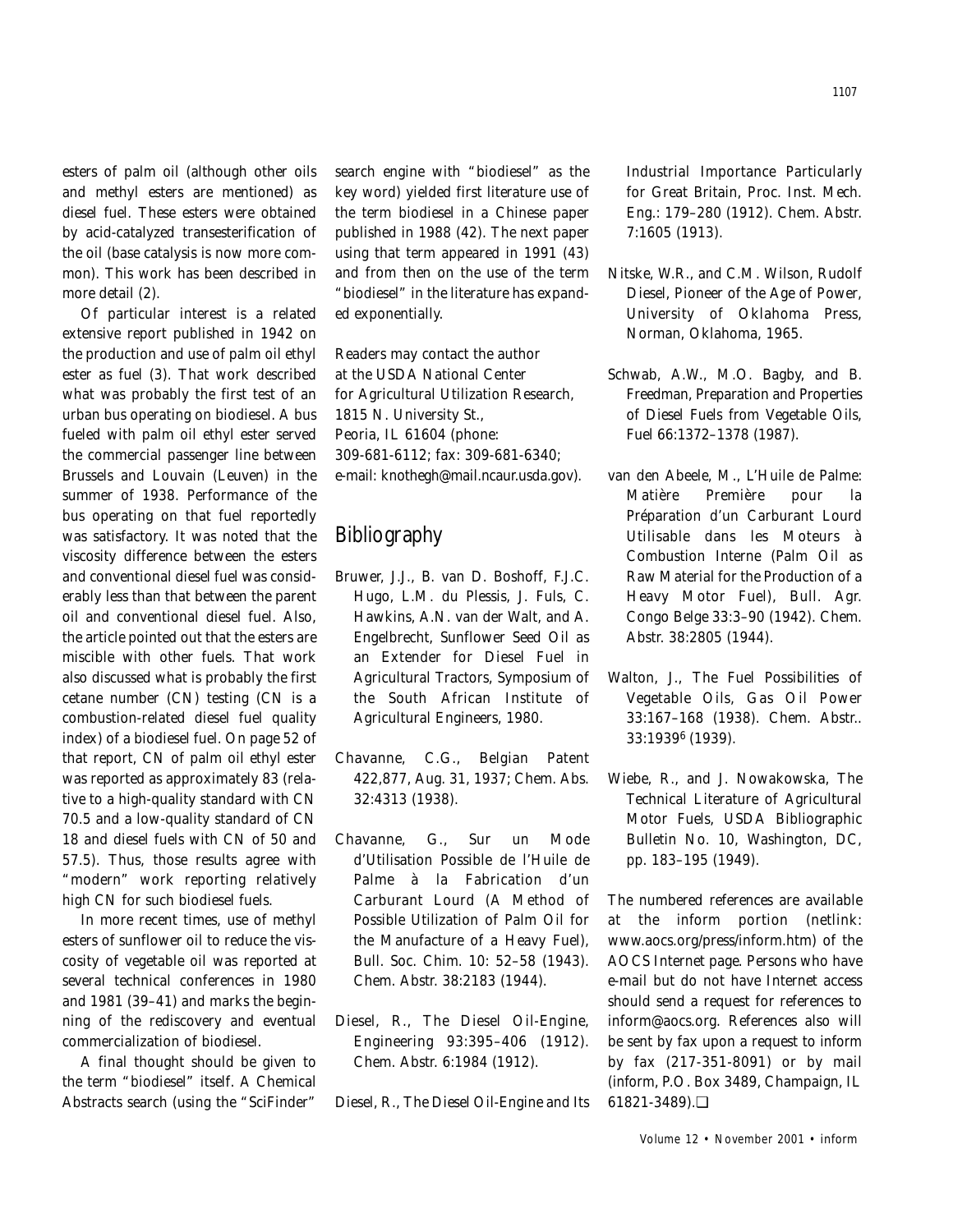esters of palm oil (although other oils and methyl esters are mentioned) as diesel fuel. These esters were obtained by acid-catalyzed transesterification of the oil (base catalysis is now more common). This work has been described in more detail (2).

Of particular interest is a related extensive report published in 1942 on the production and use of palm oil ethyl ester as fuel (3). That work described what was probably the first test of an urban bus operating on biodiesel. A bus fueled with palm oil ethyl ester served the commercial passenger line between Brussels and Louvain (Leuven) in the summer of 1938. Performance of the bus operating on that fuel reportedly was satisfactory. It was noted that the viscosity difference between the esters and conventional diesel fuel was considerably less than that between the parent oil and conventional diesel fuel. Also, the article pointed out that the esters are miscible with other fuels. That work also discussed what is probably the first cetane number (CN) testing (CN is a combustion-related diesel fuel quality index) of a biodiesel fuel. On page 52 of that report, CN of palm oil ethyl ester was reported as approximately 83 (relative to a high-quality standard with CN 70.5 and a low-quality standard of CN 18 and diesel fuels with CN of 50 and 57.5). Thus, those results agree with "modern" work reporting relatively high CN for such biodiesel fuels.

In more recent times, use of methyl esters of sunflower oil to reduce the viscosity of vegetable oil was reported at several technical conferences in 1980 and 1981 (39–41) and marks the beginning of the rediscovery and eventual commercialization of biodiesel.

A final thought should be given to the term "biodiesel" itself. A Chemical Abstracts search (using the "SciFinder" search engine with "biodiesel" as the key word) yielded first literature use of the term biodiesel in a Chinese paper published in 1988 (42). The next paper using that term appeared in 1991 (43) and from then on the use of the term "biodiesel" in the literature has expanded exponentially.

Readers may contact the author at the USDA National Center for Agricultural Utilization Research, 1815 N. University St., Peoria, IL 61604 (phone: 309-681-6112; fax: 309-681-6340; e-mail: knothegh@mail.ncaur.usda.gov).

## Bibliography

- Bruwer, J.J., B. van D. Boshoff, F.J.C. Hugo, L.M. du Plessis, J. Fuls, C. Hawkins, A.N. van der Walt, and A. Engelbrecht, Sunflower Seed Oil as an Extender for Diesel Fuel in Agricultural Tractors, Symposium of the South African Institute of Agricultural Engineers, 1980.
- Chavanne, C.G., Belgian Patent 422,877, Aug. 31, 1937; Chem. Abs. 32:4313 (1938).
- Chavanne, G., Sur un Mode d'Utilisation Possible de l'Huile de Palme à la Fabrication d'un Carburant Lourd (A Method of Possible Utilization of Palm Oil for the Manufacture of a Heavy Fuel), Bull. Soc. Chim. 10: 52–58 (1943). Chem. Abstr. 38:2183 (1944).
- Diesel, R., The Diesel Oil-Engine, Engineering 93:395–406 (1912). Chem. Abstr. 6:1984 (1912).
- Diesel, R., The Diesel Oil-Engine and Its Industrial Importance Particularly for Great Britain, Proc. Inst. Mech. Eng.: 179–280 (1912). Chem. Abstr. 7:1605 (1913).
- Nitske, W.R., and C.M. Wilson, Rudolf Diesel, Pioneer of the Age of Power, University of Oklahoma Press, Norman, Oklahoma, 1965.
- Schwab, A.W., M.O. Bagby, and B. Freedman, Preparation and Properties of Diesel Fuels from Vegetable Oils, Fuel 66:1372–1378 (1987).
- van den Abeele, M., L'Huile de Palme: Matière Première pour la Préparation d'un Carburant Lourd Utilisable dans les Moteurs à Combustion Interne (Palm Oil as Raw Material for the Production of a Heavy Motor Fuel), Bull. Agr. Congo Belge 33:3–90 (1942). Chem. Abstr. 38:2805 (1944).
- Walton, J., The Fuel Possibilities of Vegetable Oils, Gas Oil Power 33:167–168 (1938). Chem. Abstr.. 33:1939[6] (1939).
- Wiebe, R., and J. Nowakowska, The Technical Literature of Agricultural Motor Fuels, USDA Bibliographic Bulletin No. 10, Washington, DC, pp. 183–195 (1949).

The numbered references are available at the inform portion (netlink: www.aocs.org/press/inform.htm) of the AOCS Internet page. Persons who have e-mail but do not have Internet access should send a request for references to inform@aocs.org. References also will be sent by fax upon a request to inform by fax (217-351-8091) or by mail (inform, P.O. Box 3489, Champaign, IL 61821-3489).❑